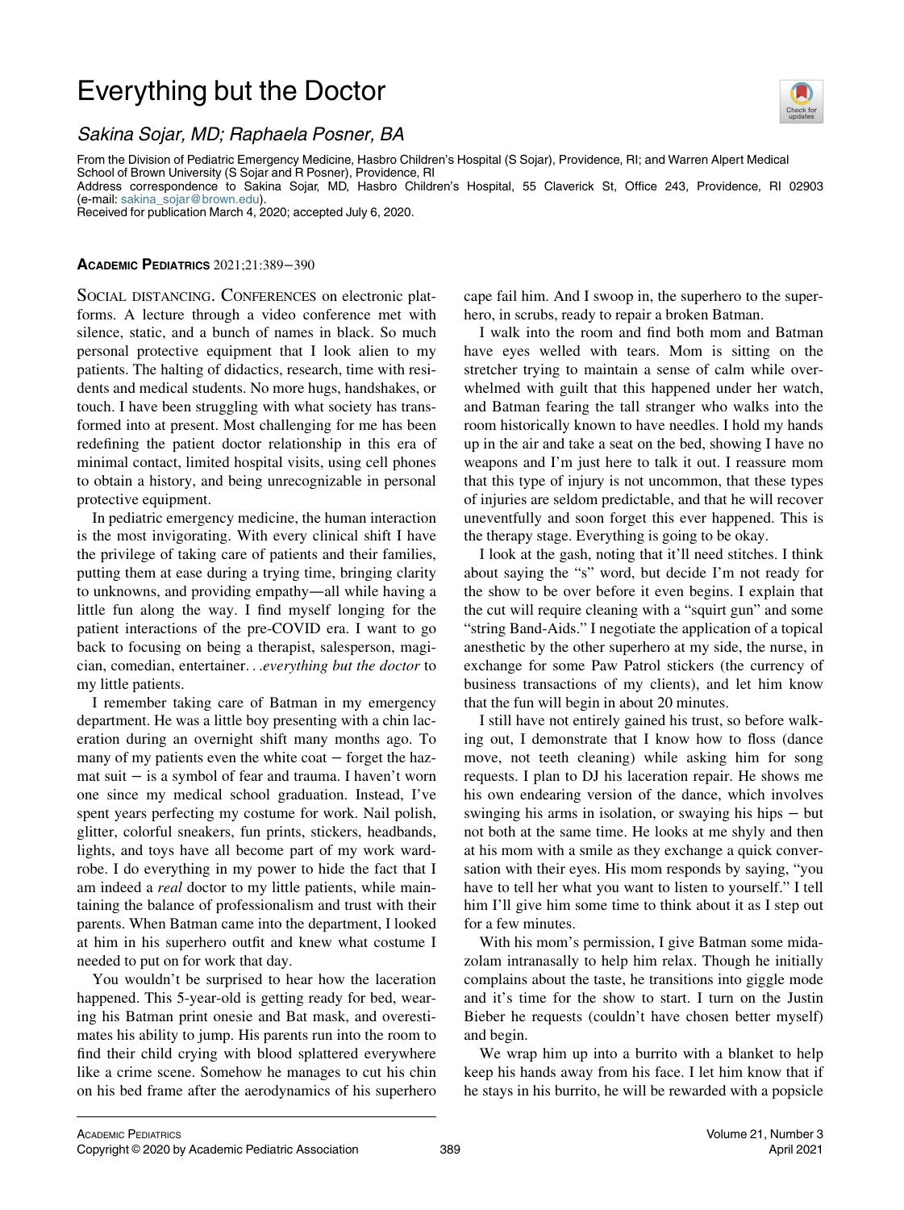# Everything but the Doctor

*Sakina Sojar, MD; Raphaela Posner, BA*

From the Division of Pediatric Emergency Medicine, Hasbro Children's Hospital (S Sojar), Providence, RI; and Warren Alpert Medical School of Brown University (S Sojar and R Posner), Providence, RI
Address correspondence to Sakina Sojar, MD, Hasbro Children's Hospital, 55 Claverick St, Office 243, Providence, RI 02903 (e-mail: sakina_sojar@brown.edu).
Received for publication March 4, 2020; accepted July 6, 2020.

**ACADEMIC PEDIATRICS** 2021;21:389−390

SOCIAL DISTANCING. CONFERENCES on electronic platforms. A lecture through a video conference met with silence, static, and a bunch of names in black. So much personal protective equipment that I look alien to my patients. The halting of didactics, research, time with residents and medical students. No more hugs, handshakes, or touch. I have been struggling with what society has transformed into at present. Most challenging for me has been redefining the patient doctor relationship in this era of minimal contact, limited hospital visits, using cell phones to obtain a history, and being unrecognizable in personal protective equipment.

In pediatric emergency medicine, the human interaction is the most invigorating. With every clinical shift I have the privilege of taking care of patients and their families, putting them at ease during a trying time, bringing clarity to unknowns, and providing empathy—all while having a little fun along the way. I find myself longing for the patient interactions of the pre-COVID era. I want to go back to focusing on being a therapist, salesperson, magician, comedian, entertainer. . .*everything but the doctor* to my little patients.

I remember taking care of Batman in my emergency department. He was a little boy presenting with a chin laceration during an overnight shift many months ago. To many of my patients even the white coat − forget the hazmat suit − is a symbol of fear and trauma. I haven't worn one since my medical school graduation. Instead, I've spent years perfecting my costume for work. Nail polish, glitter, colorful sneakers, fun prints, stickers, headbands, lights, and toys have all become part of my work wardrobe. I do everything in my power to hide the fact that I am indeed a *real* doctor to my little patients, while maintaining the balance of professionalism and trust with their parents. When Batman came into the department, I looked at him in his superhero outfit and knew what costume I needed to put on for work that day.

You wouldn't be surprised to hear how the laceration happened. This 5-year-old is getting ready for bed, wearing his Batman print onesie and Bat mask, and overestimates his ability to jump. His parents run into the room to find their child crying with blood splattered everywhere like a crime scene. Somehow he manages to cut his chin on his bed frame after the aerodynamics of his superhero cape fail him. And I swoop in, the superhero to the superhero, in scrubs, ready to repair a broken Batman.

I walk into the room and find both mom and Batman have eyes welled with tears. Mom is sitting on the stretcher trying to maintain a sense of calm while overwhelmed with guilt that this happened under her watch, and Batman fearing the tall stranger who walks into the room historically known to have needles. I hold my hands up in the air and take a seat on the bed, showing I have no weapons and I'm just here to talk it out. I reassure mom that this type of injury is not uncommon, that these types of injuries are seldom predictable, and that he will recover uneventfully and soon forget this ever happened. This is the therapy stage. Everything is going to be okay.

I look at the gash, noting that it'll need stitches. I think about saying the "s" word, but decide I'm not ready for the show to be over before it even begins. I explain that the cut will require cleaning with a "squirt gun" and some "string Band-Aids." I negotiate the application of a topical anesthetic by the other superhero at my side, the nurse, in exchange for some Paw Patrol stickers (the currency of business transactions of my clients), and let him know that the fun will begin in about 20 minutes.

I still have not entirely gained his trust, so before walking out, I demonstrate that I know how to floss (dance move, not teeth cleaning) while asking him for song requests. I plan to DJ his laceration repair. He shows me his own endearing version of the dance, which involves swinging his arms in isolation, or swaying his hips − but not both at the same time. He looks at me shyly and then at his mom with a smile as they exchange a quick conversation with their eyes. His mom responds by saying, "you have to tell her what you want to listen to yourself." I tell him I'll give him some time to think about it as I step out for a few minutes.

With his mom's permission, I give Batman some midazolam intranasally to help him relax. Though he initially complains about the taste, he transitions into giggle mode and it's time for the show to start. I turn on the Justin Bieber he requests (couldn't have chosen better myself) and begin.

We wrap him up into a burrito with a blanket to help keep his hands away from his face. I let him know that if he stays in his burrito, he will be rewarded with a popsicle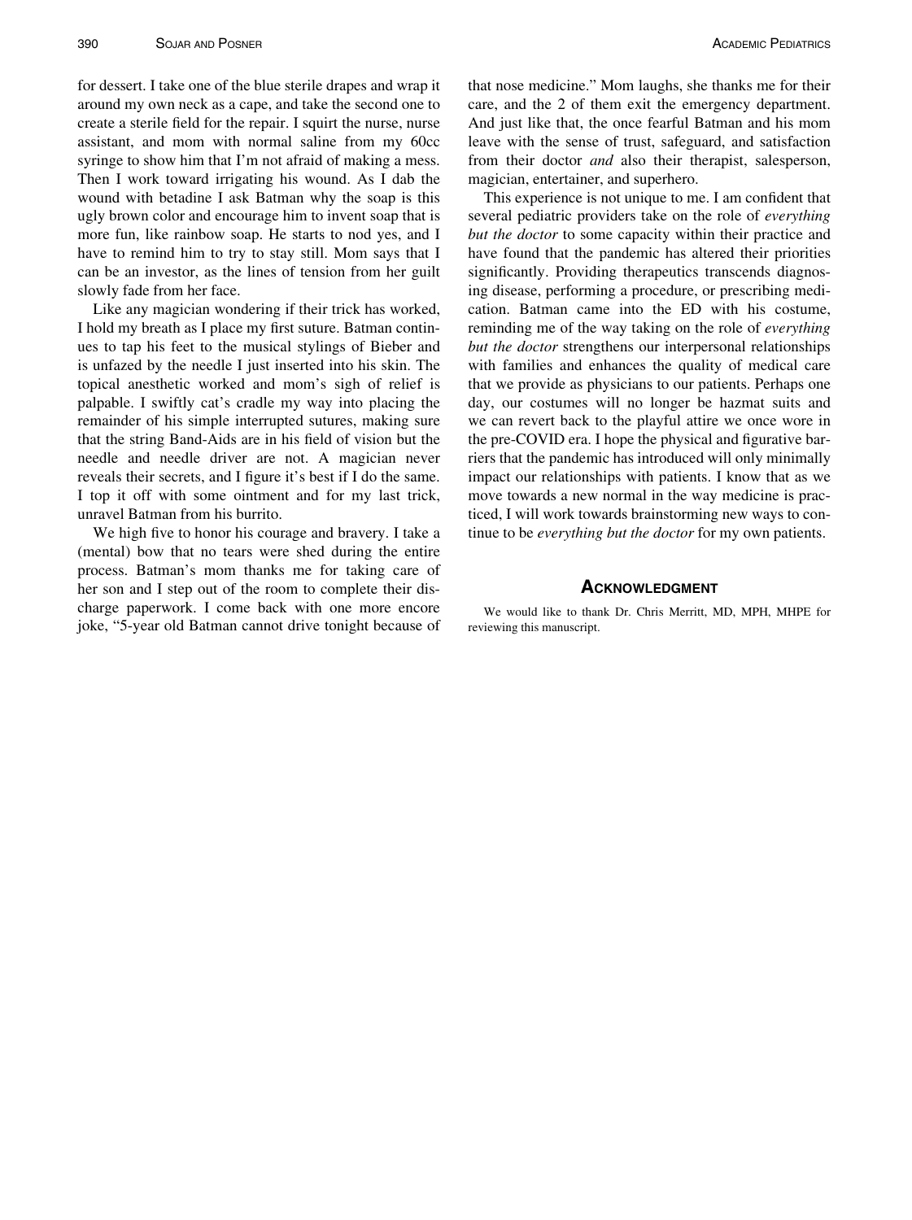for dessert. I take one of the blue sterile drapes and wrap it around my own neck as a cape, and take the second one to create a sterile field for the repair. I squirt the nurse, nurse assistant, and mom with normal saline from my 60cc syringe to show him that I'm not afraid of making a mess. Then I work toward irrigating his wound. As I dab the wound with betadine I ask Batman why the soap is this ugly brown color and encourage him to invent soap that is more fun, like rainbow soap. He starts to nod yes, and I have to remind him to try to stay still. Mom says that I can be an investor, as the lines of tension from her guilt slowly fade from her face.

Like any magician wondering if their trick has worked, I hold my breath as I place my first suture. Batman continues to tap his feet to the musical stylings of Bieber and is unfazed by the needle I just inserted into his skin. The topical anesthetic worked and mom's sigh of relief is palpable. I swiftly cat's cradle my way into placing the remainder of his simple interrupted sutures, making sure that the string Band-Aids are in his field of vision but the needle and needle driver are not. A magician never reveals their secrets, and I figure it's best if I do the same. I top it off with some ointment and for my last trick, unravel Batman from his burrito.

We high five to honor his courage and bravery. I take a (mental) bow that no tears were shed during the entire process. Batman's mom thanks me for taking care of her son and I step out of the room to complete their discharge paperwork. I come back with one more encore joke, "5-year old Batman cannot drive tonight because of that nose medicine." Mom laughs, she thanks me for their care, and the 2 of them exit the emergency department. And just like that, the once fearful Batman and his mom leave with the sense of trust, safeguard, and satisfaction from their doctor *and* also their therapist, salesperson, magician, entertainer, and superhero.

This experience is not unique to me. I am confident that several pediatric providers take on the role of *everything but the doctor* to some capacity within their practice and have found that the pandemic has altered their priorities significantly. Providing therapeutics transcends diagnosing disease, performing a procedure, or prescribing medication. Batman came into the ED with his costume, reminding me of the way taking on the role of *everything but the doctor* strengthens our interpersonal relationships with families and enhances the quality of medical care that we provide as physicians to our patients. Perhaps one day, our costumes will no longer be hazmat suits and we can revert back to the playful attire we once wore in the pre-COVID era. I hope the physical and figurative barriers that the pandemic has introduced will only minimally impact our relationships with patients. I know that as we move towards a new normal in the way medicine is practiced, I will work towards brainstorming new ways to continue to be *everything but the doctor* for my own patients.

## Acknowledgment

We would like to thank Dr. Chris Merritt, MD, MPH, MHPE for reviewing this manuscript.